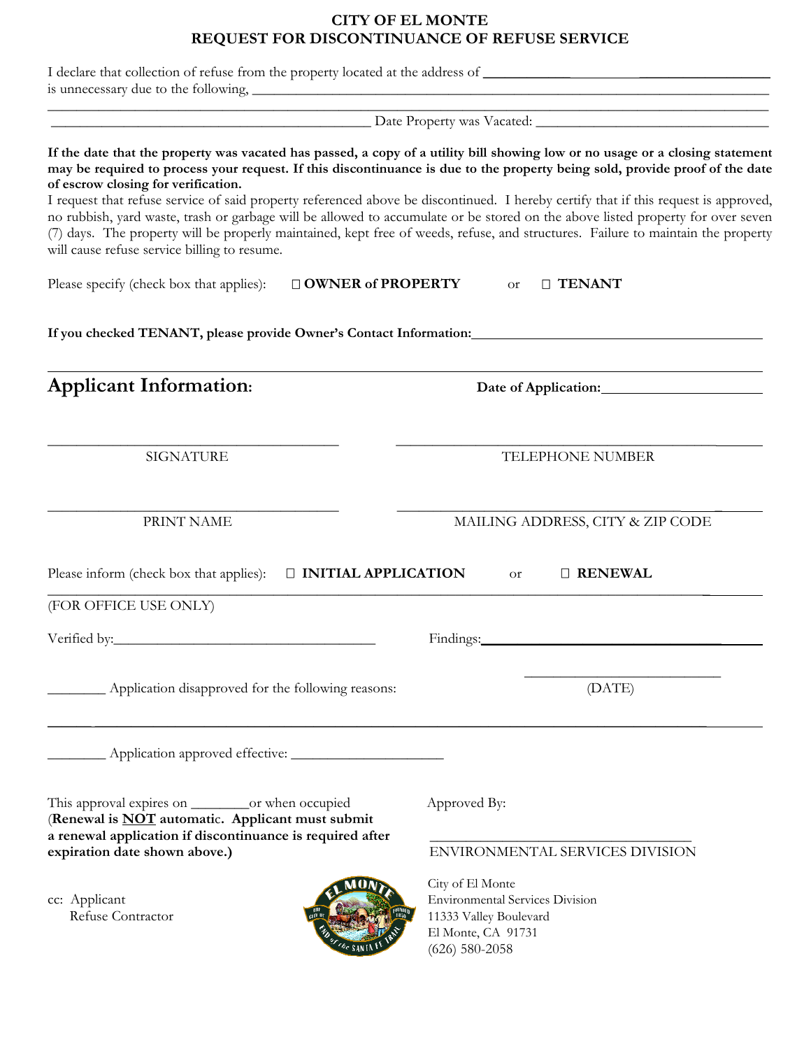# CITY OF EL MONTE
## REQUEST FOR DISCONTINUANCE OF REFUSE SERVICE

I declare that collection of refuse from the property located at the address of ______________________________ is unnecessary due to the following, ____________________________________________________________
____________________________________________________________________________________________
____________________________________________ Date Property was Vacated: ______________________________

**If the date that the property was vacated has passed, a copy of a utility bill showing low or no usage or a closing statement may be required to process your request. If this discontinuance is due to the property being sold, provide proof of the date of escrow closing for verification.**

I request that refuse service of said property referenced above be discontinued. I hereby certify that if this request is approved, no rubbish, yard waste, trash or garbage will be allowed to accumulate or be stored on the above listed property for over seven (7) days. The property will be properly maintained, kept free of weeds, refuse, and structures. Failure to maintain the property will cause refuse service billing to resume.

Please specify (check box that applies): ☐ **OWNER of PROPERTY** or ☐ **TENANT**

**If you checked TENANT, please provide Owner's Contact Information:**______________________________

## Applicant Information:

**Date of Application:**______________________

______________________________ SIGNATURE

______________________________ TELEPHONE NUMBER

______________________________ PRINT NAME

______________________________ MAILING ADDRESS, CITY & ZIP CODE

Please inform (check box that applies): ☐ **INITIAL APPLICATION** or ☐ **RENEWAL**

(FOR OFFICE USE ONLY)

Verified by:______________________________ Findings:______________________________

________ Application disapproved for the following reasons: ______________________ (DATE)

____________________________________________________________________________________________

________ Application approved effective: ______________________

This approval expires on ________or when occupied (**Renewal is <u>NOT</u> automatic. Applicant must submit a renewal application if discontinuance is required after expiration date shown above.)**

Approved By:

______________________________
ENVIRONMENTAL SERVICES DIVISION

cc: Applicant
Refuse Contractor

City of El Monte
Environmental Services Division
11333 Valley Boulevard
El Monte, CA 91731
(626) 580-2058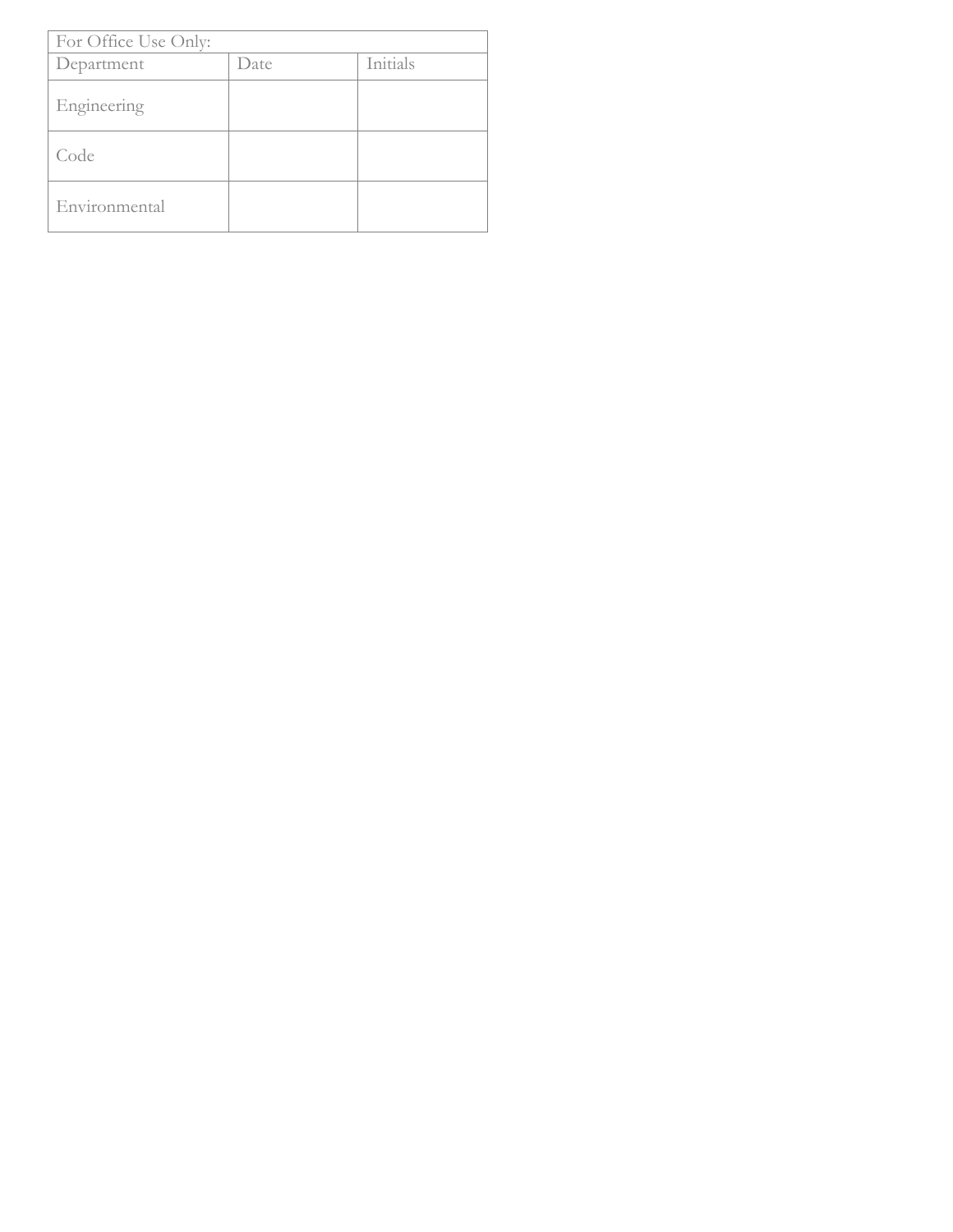| For Office Use Only: | | |
|---|---|---|
| Department | Date | Initials |
| Engineering | | |
| Code | | |
| Environmental | | |